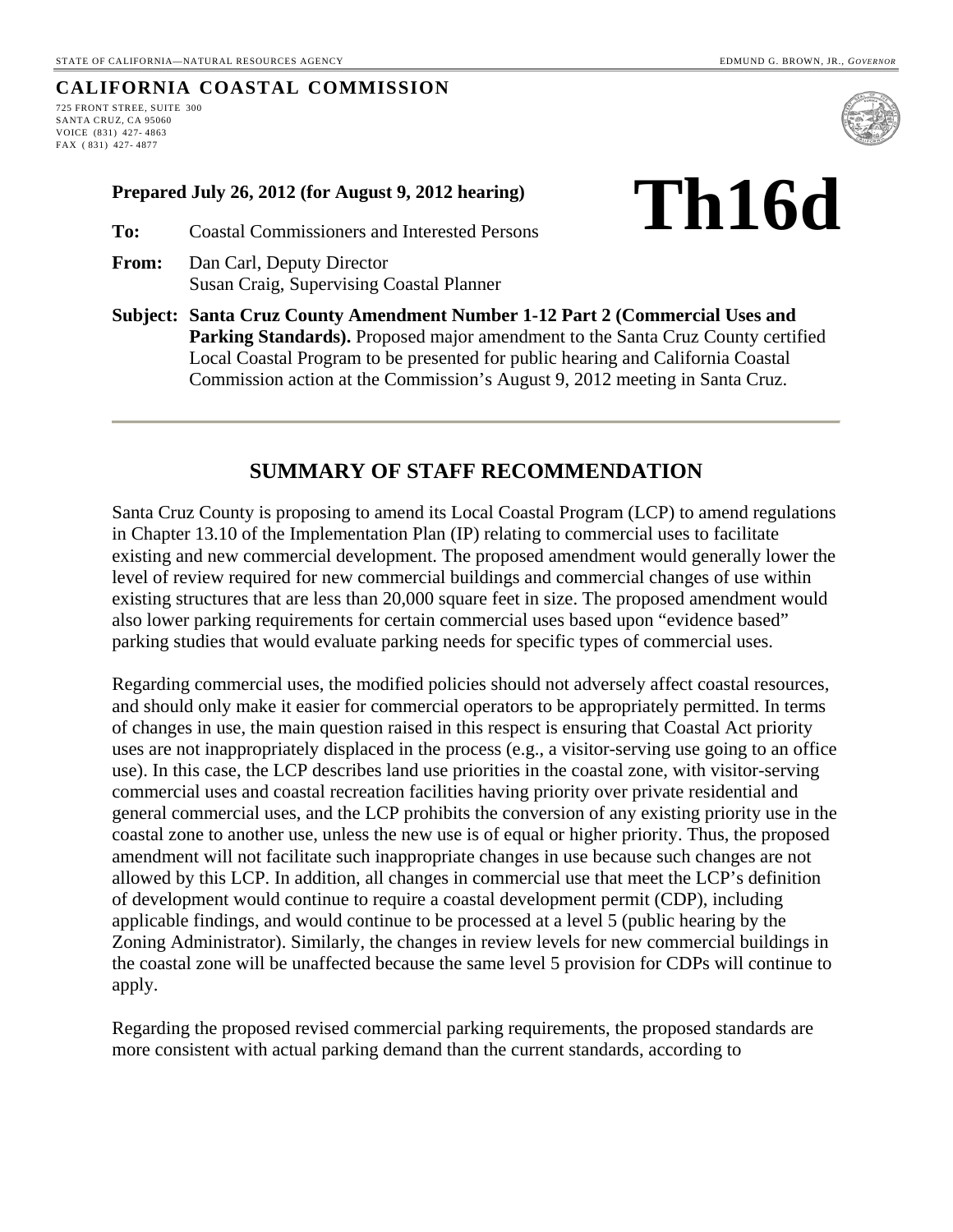STATE OF CALIFORNIA—NATURAL RESOURCES AGENCY EDMUND G. BROWN, JR., *GOVERNOR*

**CALIFORNIA COASTAL COMMISSION**
725 FRONT STREE, SUITE 300
SANTA CRUZ, CA 95060
VOICE (831) 427- 4863
FAX (831) 427- 4877

# Th16d

**Prepared July 26, 2012 (for August 9, 2012 hearing)**

**To:** Coastal Commissioners and Interested Persons

**From:** Dan Carl, Deputy Director
Susan Craig, Supervising Coastal Planner

**Subject: Santa Cruz County Amendment Number 1-12 Part 2 (Commercial Uses and Parking Standards).** Proposed major amendment to the Santa Cruz County certified Local Coastal Program to be presented for public hearing and California Coastal Commission action at the Commission's August 9, 2012 meeting in Santa Cruz.

## SUMMARY OF STAFF RECOMMENDATION

Santa Cruz County is proposing to amend its Local Coastal Program (LCP) to amend regulations in Chapter 13.10 of the Implementation Plan (IP) relating to commercial uses to facilitate existing and new commercial development. The proposed amendment would generally lower the level of review required for new commercial buildings and commercial changes of use within existing structures that are less than 20,000 square feet in size. The proposed amendment would also lower parking requirements for certain commercial uses based upon "evidence based" parking studies that would evaluate parking needs for specific types of commercial uses.

Regarding commercial uses, the modified policies should not adversely affect coastal resources, and should only make it easier for commercial operators to be appropriately permitted. In terms of changes in use, the main question raised in this respect is ensuring that Coastal Act priority uses are not inappropriately displaced in the process (e.g., a visitor-serving use going to an office use). In this case, the LCP describes land use priorities in the coastal zone, with visitor-serving commercial uses and coastal recreation facilities having priority over private residential and general commercial uses, and the LCP prohibits the conversion of any existing priority use in the coastal zone to another use, unless the new use is of equal or higher priority. Thus, the proposed amendment will not facilitate such inappropriate changes in use because such changes are not allowed by this LCP. In addition, all changes in commercial use that meet the LCP's definition of development would continue to require a coastal development permit (CDP), including applicable findings, and would continue to be processed at a level 5 (public hearing by the Zoning Administrator). Similarly, the changes in review levels for new commercial buildings in the coastal zone will be unaffected because the same level 5 provision for CDPs will continue to apply.

Regarding the proposed revised commercial parking requirements, the proposed standards are more consistent with actual parking demand than the current standards, according to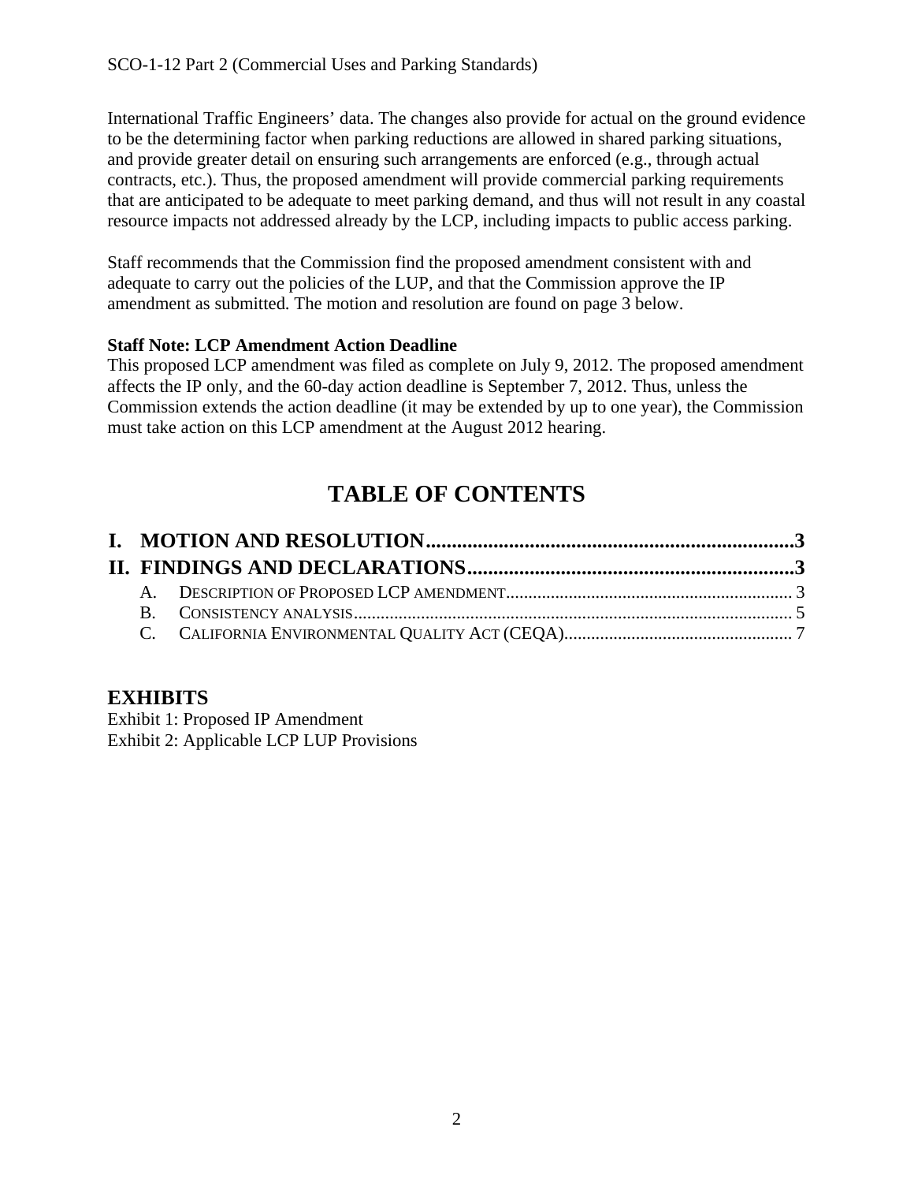International Traffic Engineers' data. The changes also provide for actual on the ground evidence to be the determining factor when parking reductions are allowed in shared parking situations, and provide greater detail on ensuring such arrangements are enforced (e.g., through actual contracts, etc.). Thus, the proposed amendment will provide commercial parking requirements that are anticipated to be adequate to meet parking demand, and thus will not result in any coastal resource impacts not addressed already by the LCP, including impacts to public access parking.

Staff recommends that the Commission find the proposed amendment consistent with and adequate to carry out the policies of the LUP, and that the Commission approve the IP amendment as submitted. The motion and resolution are found on page 3 below.

**Staff Note: LCP Amendment Action Deadline**

This proposed LCP amendment was filed as complete on July 9, 2012. The proposed amendment affects the IP only, and the 60-day action deadline is September 7, 2012. Thus, unless the Commission extends the action deadline (it may be extended by up to one year), the Commission must take action on this LCP amendment at the August 2012 hearing.

# TABLE OF CONTENTS

**I. MOTION AND RESOLUTION....................................................................3**

**II. FINDINGS AND DECLARATIONS..............................................................3**

- A. DESCRIPTION OF PROPOSED LCP AMENDMENT............................................................. 3
- B. CONSISTENCY ANALYSIS................................................................................................ 5
- C. CALIFORNIA ENVIRONMENTAL QUALITY ACT (CEQA).................................................. 7

## EXHIBITS

Exhibit 1: Proposed IP Amendment
Exhibit 2: Applicable LCP LUP Provisions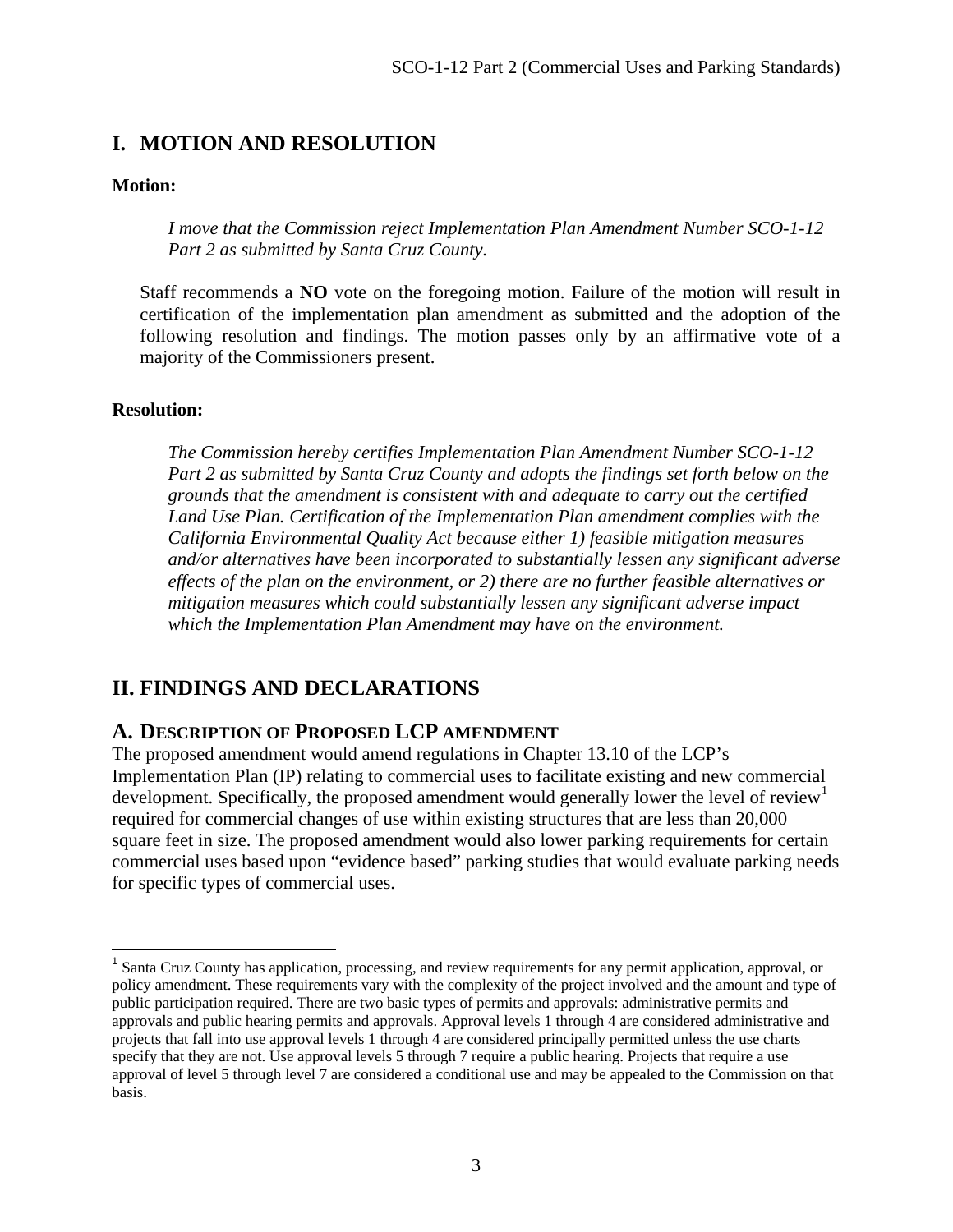## I. MOTION AND RESOLUTION

**Motion:**

*I move that the Commission reject Implementation Plan Amendment Number SCO-1-12 Part 2 as submitted by Santa Cruz County.*

Staff recommends a **NO** vote on the foregoing motion. Failure of the motion will result in certification of the implementation plan amendment as submitted and the adoption of the following resolution and findings. The motion passes only by an affirmative vote of a majority of the Commissioners present.

**Resolution:**

*The Commission hereby certifies Implementation Plan Amendment Number SCO-1-12 Part 2 as submitted by Santa Cruz County and adopts the findings set forth below on the grounds that the amendment is consistent with and adequate to carry out the certified Land Use Plan. Certification of the Implementation Plan amendment complies with the California Environmental Quality Act because either 1) feasible mitigation measures and/or alternatives have been incorporated to substantially lessen any significant adverse effects of the plan on the environment, or 2) there are no further feasible alternatives or mitigation measures which could substantially lessen any significant adverse impact which the Implementation Plan Amendment may have on the environment.*

## II. FINDINGS AND DECLARATIONS

### A. DESCRIPTION OF PROPOSED LCP AMENDMENT

The proposed amendment would amend regulations in Chapter 13.10 of the LCP's Implementation Plan (IP) relating to commercial uses to facilitate existing and new commercial development. Specifically, the proposed amendment would generally lower the level of review[1] required for commercial changes of use within existing structures that are less than 20,000 square feet in size. The proposed amendment would also lower parking requirements for certain commercial uses based upon "evidence based" parking studies that would evaluate parking needs for specific types of commercial uses.

[1] Santa Cruz County has application, processing, and review requirements for any permit application, approval, or policy amendment. These requirements vary with the complexity of the project involved and the amount and type of public participation required. There are two basic types of permits and approvals: administrative permits and approvals and public hearing permits and approvals. Approval levels 1 through 4 are considered administrative and projects that fall into use approval levels 1 through 4 are considered principally permitted unless the use charts specify that they are not. Use approval levels 5 through 7 require a public hearing. Projects that require a use approval of level 5 through level 7 are considered a conditional use and may be appealed to the Commission on that basis.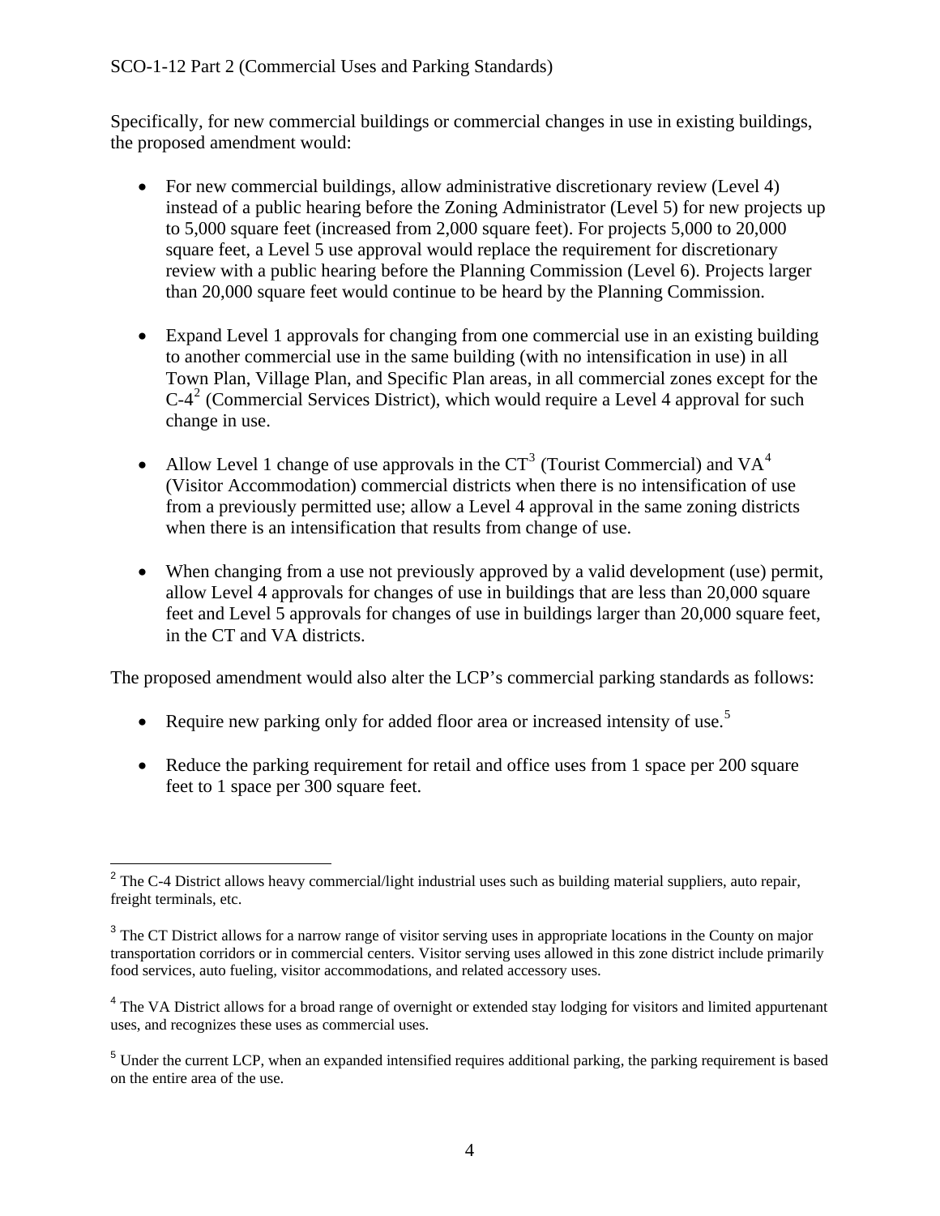Specifically, for new commercial buildings or commercial changes in use in existing buildings, the proposed amendment would:

- For new commercial buildings, allow administrative discretionary review (Level 4) instead of a public hearing before the Zoning Administrator (Level 5) for new projects up to 5,000 square feet (increased from 2,000 square feet). For projects 5,000 to 20,000 square feet, a Level 5 use approval would replace the requirement for discretionary review with a public hearing before the Planning Commission (Level 6). Projects larger than 20,000 square feet would continue to be heard by the Planning Commission.

- Expand Level 1 approvals for changing from one commercial use in an existing building to another commercial use in the same building (with no intensification in use) in all Town Plan, Village Plan, and Specific Plan areas, in all commercial zones except for the C-4[2] (Commercial Services District), which would require a Level 4 approval for such change in use.

- Allow Level 1 change of use approvals in the CT[3] (Tourist Commercial) and VA[4] (Visitor Accommodation) commercial districts when there is no intensification of use from a previously permitted use; allow a Level 4 approval in the same zoning districts when there is an intensification that results from change of use.

- When changing from a use not previously approved by a valid development (use) permit, allow Level 4 approvals for changes of use in buildings that are less than 20,000 square feet and Level 5 approvals for changes of use in buildings larger than 20,000 square feet, in the CT and VA districts.

The proposed amendment would also alter the LCP's commercial parking standards as follows:

- Require new parking only for added floor area or increased intensity of use.[5]

- Reduce the parking requirement for retail and office uses from 1 space per 200 square feet to 1 space per 300 square feet.

---

[2] The C-4 District allows heavy commercial/light industrial uses such as building material suppliers, auto repair, freight terminals, etc.

[3] The CT District allows for a narrow range of visitor serving uses in appropriate locations in the County on major transportation corridors or in commercial centers. Visitor serving uses allowed in this zone district include primarily food services, auto fueling, visitor accommodations, and related accessory uses.

[4] The VA District allows for a broad range of overnight or extended stay lodging for visitors and limited appurtenant uses, and recognizes these uses as commercial uses.

[5] Under the current LCP, when an expanded intensified requires additional parking, the parking requirement is based on the entire area of the use.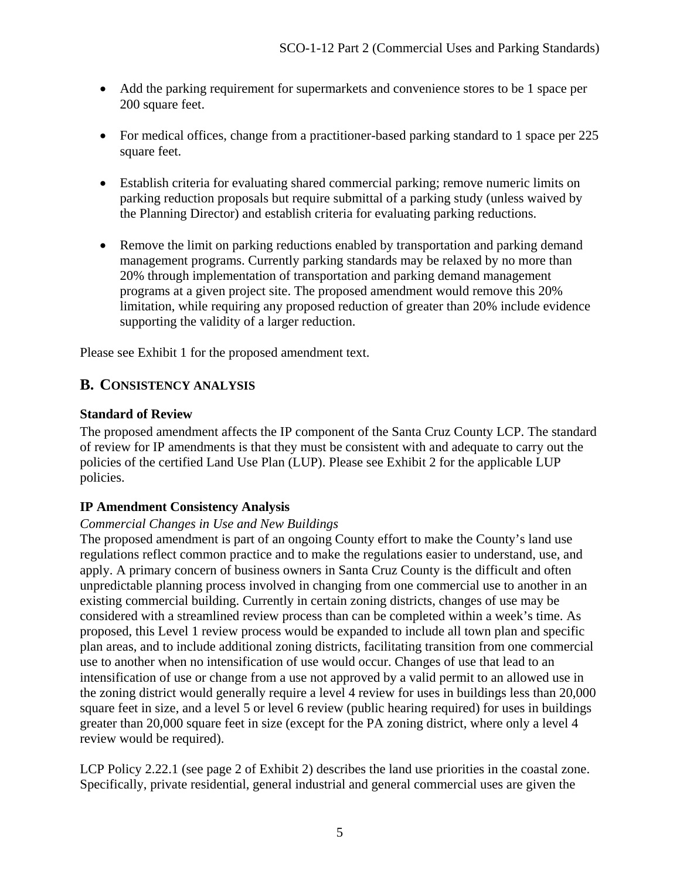- Add the parking requirement for supermarkets and convenience stores to be 1 space per 200 square feet.

- For medical offices, change from a practitioner-based parking standard to 1 space per 225 square feet.

- Establish criteria for evaluating shared commercial parking; remove numeric limits on parking reduction proposals but require submittal of a parking study (unless waived by the Planning Director) and establish criteria for evaluating parking reductions.

- Remove the limit on parking reductions enabled by transportation and parking demand management programs. Currently parking standards may be relaxed by no more than 20% through implementation of transportation and parking demand management programs at a given project site. The proposed amendment would remove this 20% limitation, while requiring any proposed reduction of greater than 20% include evidence supporting the validity of a larger reduction.

Please see Exhibit 1 for the proposed amendment text.

## B. CONSISTENCY ANALYSIS

**Standard of Review**

The proposed amendment affects the IP component of the Santa Cruz County LCP. The standard of review for IP amendments is that they must be consistent with and adequate to carry out the policies of the certified Land Use Plan (LUP). Please see Exhibit 2 for the applicable LUP policies.

**IP Amendment Consistency Analysis**

*Commercial Changes in Use and New Buildings*

The proposed amendment is part of an ongoing County effort to make the County's land use regulations reflect common practice and to make the regulations easier to understand, use, and apply. A primary concern of business owners in Santa Cruz County is the difficult and often unpredictable planning process involved in changing from one commercial use to another in an existing commercial building. Currently in certain zoning districts, changes of use may be considered with a streamlined review process than can be completed within a week's time. As proposed, this Level 1 review process would be expanded to include all town plan and specific plan areas, and to include additional zoning districts, facilitating transition from one commercial use to another when no intensification of use would occur. Changes of use that lead to an intensification of use or change from a use not approved by a valid permit to an allowed use in the zoning district would generally require a level 4 review for uses in buildings less than 20,000 square feet in size, and a level 5 or level 6 review (public hearing required) for uses in buildings greater than 20,000 square feet in size (except for the PA zoning district, where only a level 4 review would be required).

LCP Policy 2.22.1 (see page 2 of Exhibit 2) describes the land use priorities in the coastal zone. Specifically, private residential, general industrial and general commercial uses are given the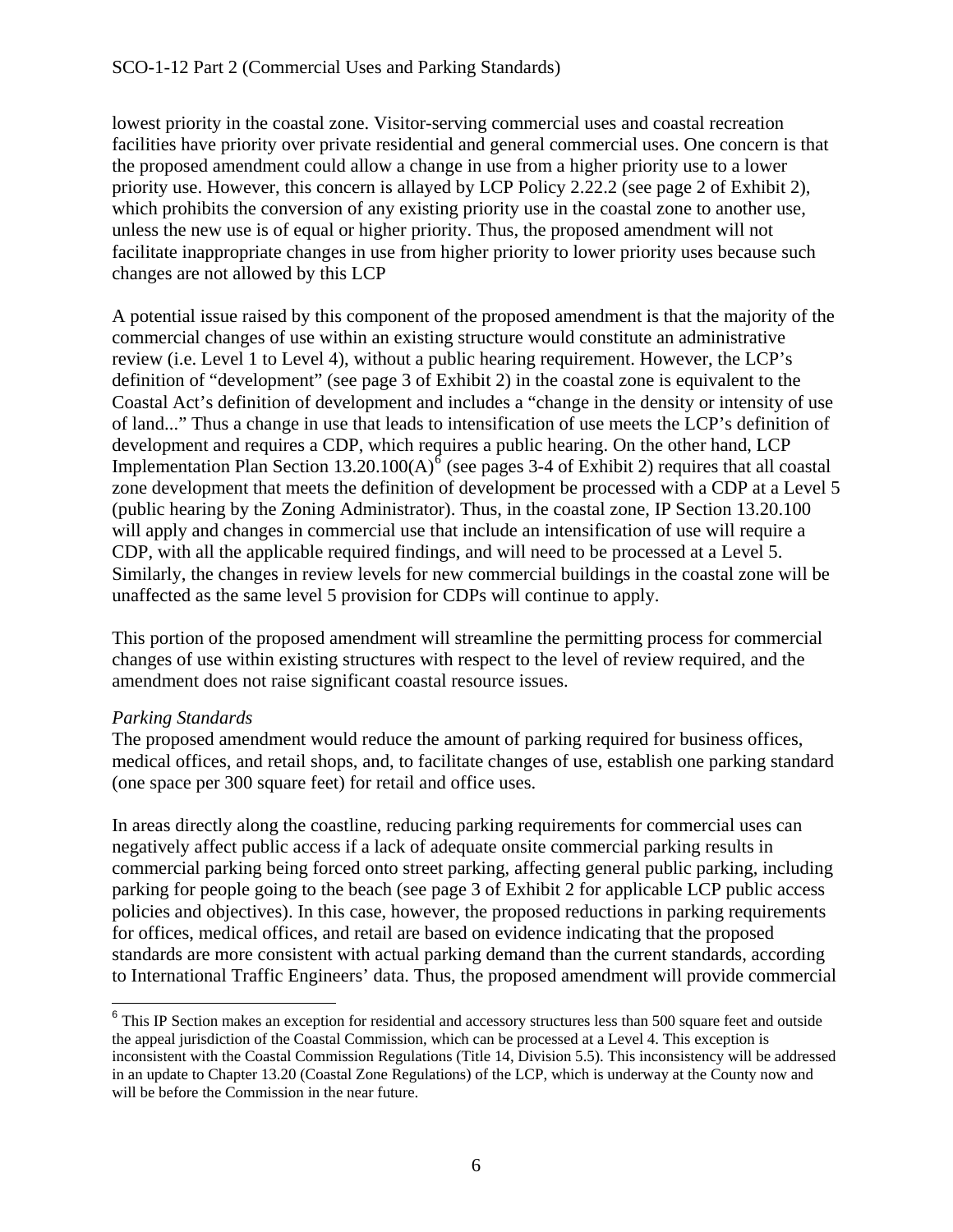lowest priority in the coastal zone. Visitor-serving commercial uses and coastal recreation facilities have priority over private residential and general commercial uses. One concern is that the proposed amendment could allow a change in use from a higher priority use to a lower priority use. However, this concern is allayed by LCP Policy 2.22.2 (see page 2 of Exhibit 2), which prohibits the conversion of any existing priority use in the coastal zone to another use, unless the new use is of equal or higher priority. Thus, the proposed amendment will not facilitate inappropriate changes in use from higher priority to lower priority uses because such changes are not allowed by this LCP

A potential issue raised by this component of the proposed amendment is that the majority of the commercial changes of use within an existing structure would constitute an administrative review (i.e. Level 1 to Level 4), without a public hearing requirement. However, the LCP's definition of "development" (see page 3 of Exhibit 2) in the coastal zone is equivalent to the Coastal Act's definition of development and includes a "change in the density or intensity of use of land..." Thus a change in use that leads to intensification of use meets the LCP's definition of development and requires a CDP, which requires a public hearing. On the other hand, LCP Implementation Plan Section 13.20.100(A)[6] (see pages 3-4 of Exhibit 2) requires that all coastal zone development that meets the definition of development be processed with a CDP at a Level 5 (public hearing by the Zoning Administrator). Thus, in the coastal zone, IP Section 13.20.100 will apply and changes in commercial use that include an intensification of use will require a CDP, with all the applicable required findings, and will need to be processed at a Level 5. Similarly, the changes in review levels for new commercial buildings in the coastal zone will be unaffected as the same level 5 provision for CDPs will continue to apply.

This portion of the proposed amendment will streamline the permitting process for commercial changes of use within existing structures with respect to the level of review required, and the amendment does not raise significant coastal resource issues.

*Parking Standards*

The proposed amendment would reduce the amount of parking required for business offices, medical offices, and retail shops, and, to facilitate changes of use, establish one parking standard (one space per 300 square feet) for retail and office uses.

In areas directly along the coastline, reducing parking requirements for commercial uses can negatively affect public access if a lack of adequate onsite commercial parking results in commercial parking being forced onto street parking, affecting general public parking, including parking for people going to the beach (see page 3 of Exhibit 2 for applicable LCP public access policies and objectives). In this case, however, the proposed reductions in parking requirements for offices, medical offices, and retail are based on evidence indicating that the proposed standards are more consistent with actual parking demand than the current standards, according to International Traffic Engineers' data. Thus, the proposed amendment will provide commercial

---

[6] This IP Section makes an exception for residential and accessory structures less than 500 square feet and outside the appeal jurisdiction of the Coastal Commission, which can be processed at a Level 4. This exception is inconsistent with the Coastal Commission Regulations (Title 14, Division 5.5). This inconsistency will be addressed in an update to Chapter 13.20 (Coastal Zone Regulations) of the LCP, which is underway at the County now and will be before the Commission in the near future.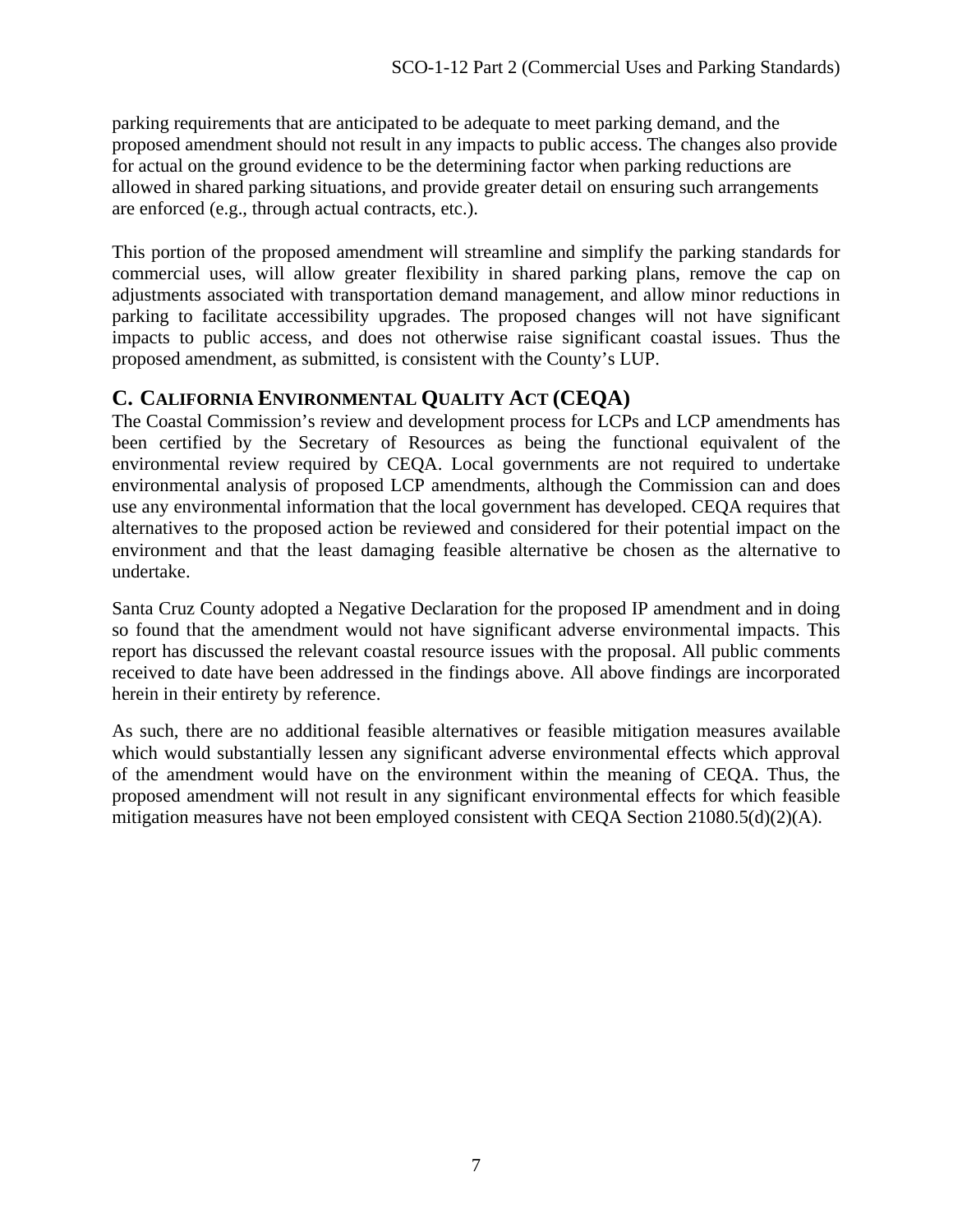parking requirements that are anticipated to be adequate to meet parking demand, and the proposed amendment should not result in any impacts to public access. The changes also provide for actual on the ground evidence to be the determining factor when parking reductions are allowed in shared parking situations, and provide greater detail on ensuring such arrangements are enforced (e.g., through actual contracts, etc.).

This portion of the proposed amendment will streamline and simplify the parking standards for commercial uses, will allow greater flexibility in shared parking plans, remove the cap on adjustments associated with transportation demand management, and allow minor reductions in parking to facilitate accessibility upgrades. The proposed changes will not have significant impacts to public access, and does not otherwise raise significant coastal issues. Thus the proposed amendment, as submitted, is consistent with the County's LUP.

## C. California Environmental Quality Act (CEQA)

The Coastal Commission's review and development process for LCPs and LCP amendments has been certified by the Secretary of Resources as being the functional equivalent of the environmental review required by CEQA. Local governments are not required to undertake environmental analysis of proposed LCP amendments, although the Commission can and does use any environmental information that the local government has developed. CEQA requires that alternatives to the proposed action be reviewed and considered for their potential impact on the environment and that the least damaging feasible alternative be chosen as the alternative to undertake.

Santa Cruz County adopted a Negative Declaration for the proposed IP amendment and in doing so found that the amendment would not have significant adverse environmental impacts. This report has discussed the relevant coastal resource issues with the proposal. All public comments received to date have been addressed in the findings above. All above findings are incorporated herein in their entirety by reference.

As such, there are no additional feasible alternatives or feasible mitigation measures available which would substantially lessen any significant adverse environmental effects which approval of the amendment would have on the environment within the meaning of CEQA. Thus, the proposed amendment will not result in any significant environmental effects for which feasible mitigation measures have not been employed consistent with CEQA Section 21080.5(d)(2)(A).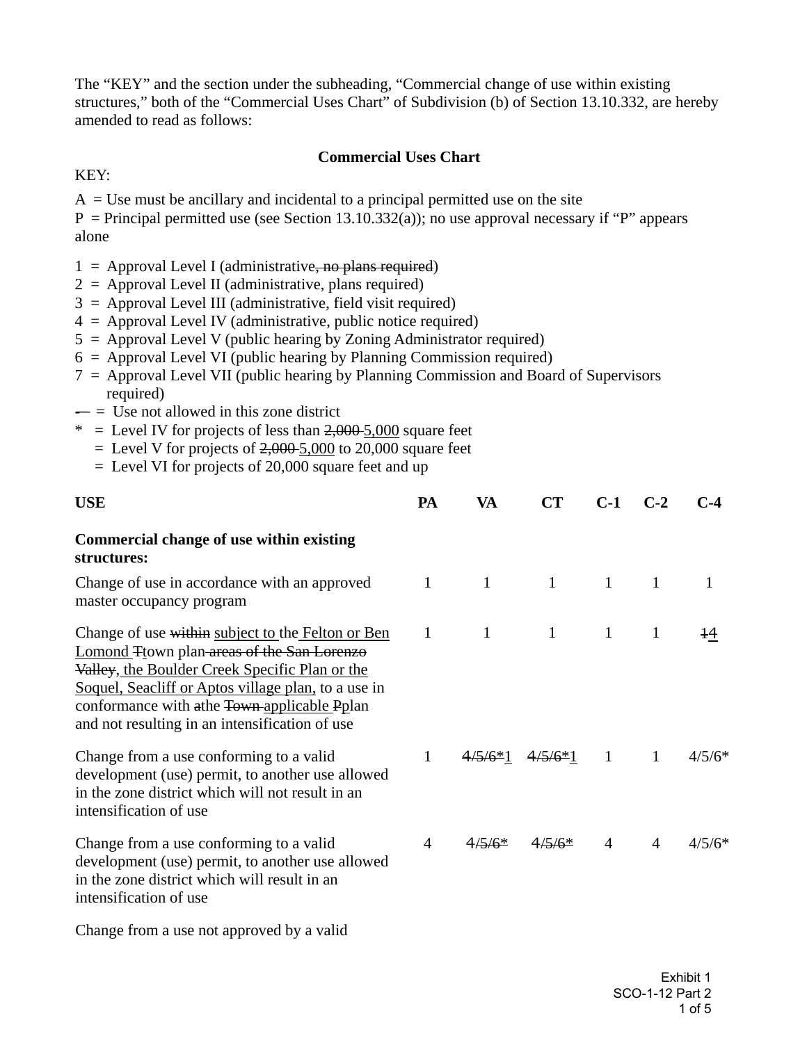The “KEY” and the section under the subheading, “Commercial change of use within existing structures,” both of the “Commercial Uses Chart” of Subdivision (b) of Section 13.10.332, are hereby amended to read as follows:

**Commercial Uses Chart**

KEY:

A = Use must be ancillary and incidental to a principal permitted use on the site
P = Principal permitted use (see Section 13.10.332(a)); no use approval necessary if “P” appears alone

1 = Approval Level I (administrative~~, no plans required~~)
2 = Approval Level II (administrative, plans required)
3 = Approval Level III (administrative, field visit required)
4 = Approval Level IV (administrative, public notice required)
5 = Approval Level V (public hearing by Zoning Administrator required)
6 = Approval Level VI (public hearing by Planning Commission required)
7 = Approval Level VII (public hearing by Planning Commission and Board of Supervisors required)
~~-~~— = Use not allowed in this zone district
\* = Level IV for projects of less than ~~2,000~~ <u>5,000</u> square feet
= Level V for projects of ~~2,000~~ <u>5,000</u> to 20,000 square feet
= Level VI for projects of 20,000 square feet and up

| USE | PA | VA | CT | C-1 | C-2 | C-4 |
|---|---|---|---|---|---|---|
| **Commercial change of use within existing structures:** | | | | | | |
| Change of use in accordance with an approved master occupancy program | 1 | 1 | 1 | 1 | 1 | 1 |
| Change of use ~~within~~ <u>subject to</u> the <u>Felton or Ben Lomond</u> ~~T~~<u>t</u>own plan ~~areas of the San Lorenzo Valley~~<u>, the Boulder Creek Specific Plan or the Soquel, Seacliff or Aptos village plan,</u> to a use in conformance with ~~a~~the ~~Town~~ <u>applicable</u> ~~P~~<u>p</u>lan and not resulting in an intensification of use | 1 | 1 | 1 | 1 | 1 | ~~1~~<u>4</u> |
| Change from a use conforming to a valid development (use) permit, to another use allowed in the zone district which will not result in an intensification of use | 1 | ~~4/5/6*~~<u>1</u> | ~~4/5/6*~~<u>1</u> | 1 | 1 | 4/5/6* |
| Change from a use conforming to a valid development (use) permit, to another use allowed in the zone district which will result in an intensification of use | 4 | 4~~/5/6*~~ | 4~~/5/6*~~ | 4 | 4 | 4/5/6* |
| Change from a use not approved by a valid | | | | | | |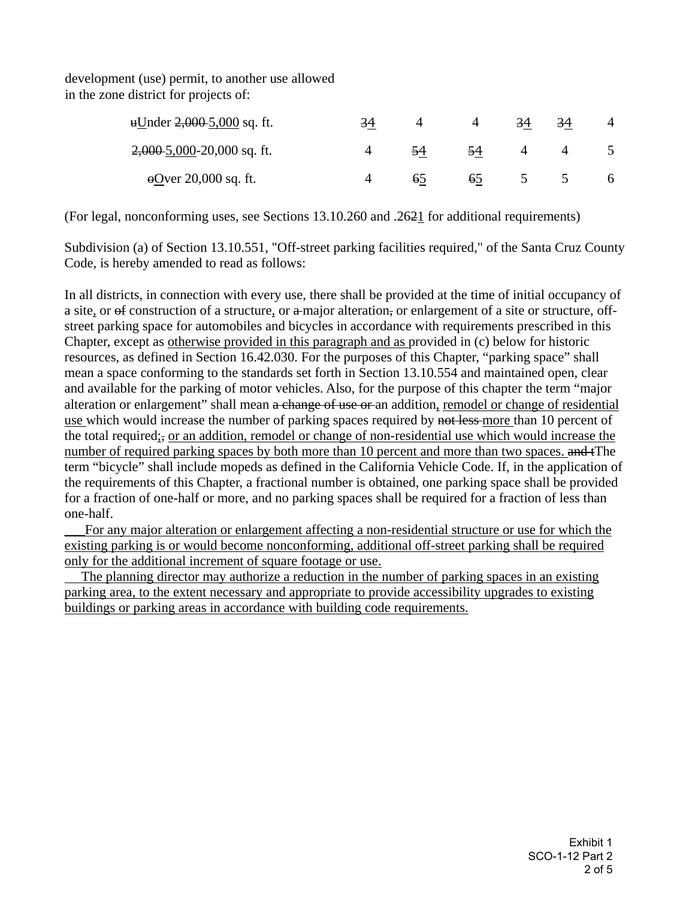development (use) permit, to another use allowed in the zone district for projects of:

| | | | | | | |
|---|---|---|---|---|---|---|
| ~~u~~<u>U</u>nder ~~2,000~~ <u>5,000</u> sq. ft. | ~~3~~<u>4</u> | 4 | 4 | ~~3~~<u>4</u> | ~~3~~<u>4</u> | 4 |
| ~~2,000~~ <u>5,000</u>-20,000 sq. ft. | 4 | ~~5~~<u>4</u> | ~~5~~<u>4</u> | 4 | 4 | 5 |
| ~~o~~<u>O</u>ver 20,000 sq. ft. | 4 | ~~6~~<u>5</u> | ~~6~~<u>5</u> | 5 | 5 | 6 |

(For legal, nonconforming uses, see Sections 13.10.260 and .26~~2~~<u>1</u> for additional requirements)

Subdivision (a) of Section 13.10.551, "Off-street parking facilities required," of the Santa Cruz County Code, is hereby amended to read as follows:

In all districts, in connection with every use, there shall be provided at the time of initial occupancy of a site<u>,</u> or ~~of~~ construction of a structure<u>,</u> or ~~a~~ major alteration~~,~~ or enlargement of a site or structure, off-street parking space for automobiles and bicycles in accordance with requirements prescribed in this Chapter, except as <u>otherwise provided in this paragraph and as</u> provided in (c) below for historic resources, as defined in Section 16.42.030. For the purposes of this Chapter, "parking space" shall mean a space conforming to the standards set forth in Section 13.10.554 and maintained open, clear and available for the parking of motor vehicles. Also, for the purpose of this chapter the term "major alteration or enlargement" shall mean ~~a change of use or~~ an addition<u>, remodel or change of residential use</u> which would increase the number of parking spaces required by ~~not less~~ <u>more</u> than 10 percent of the total required<u>;</u>~~,~~ <u>or an addition, remodel or change of non-residential use which would increase the number of required parking spaces by both more than 10 percent and more than two spaces.</u> ~~and t~~The term "bicycle" shall include mopeds as defined in the California Vehicle Code. If, in the application of the requirements of this Chapter, a fractional number is obtained, one parking space shall be provided for a fraction of one-half or more, and no parking spaces shall be required for a fraction of less than one-half.

<u>For any major alteration or enlargement affecting a non-residential structure or use for which the existing parking is or would become nonconforming, additional off-street parking shall be required only for the additional increment of square footage or use.</u>

<u>The planning director may authorize a reduction in the number of parking spaces in an existing parking area, to the extent necessary and appropriate to provide accessibility upgrades to existing buildings or parking areas in accordance with building code requirements.</u>

Exhibit 1
SCO-1-12 Part 2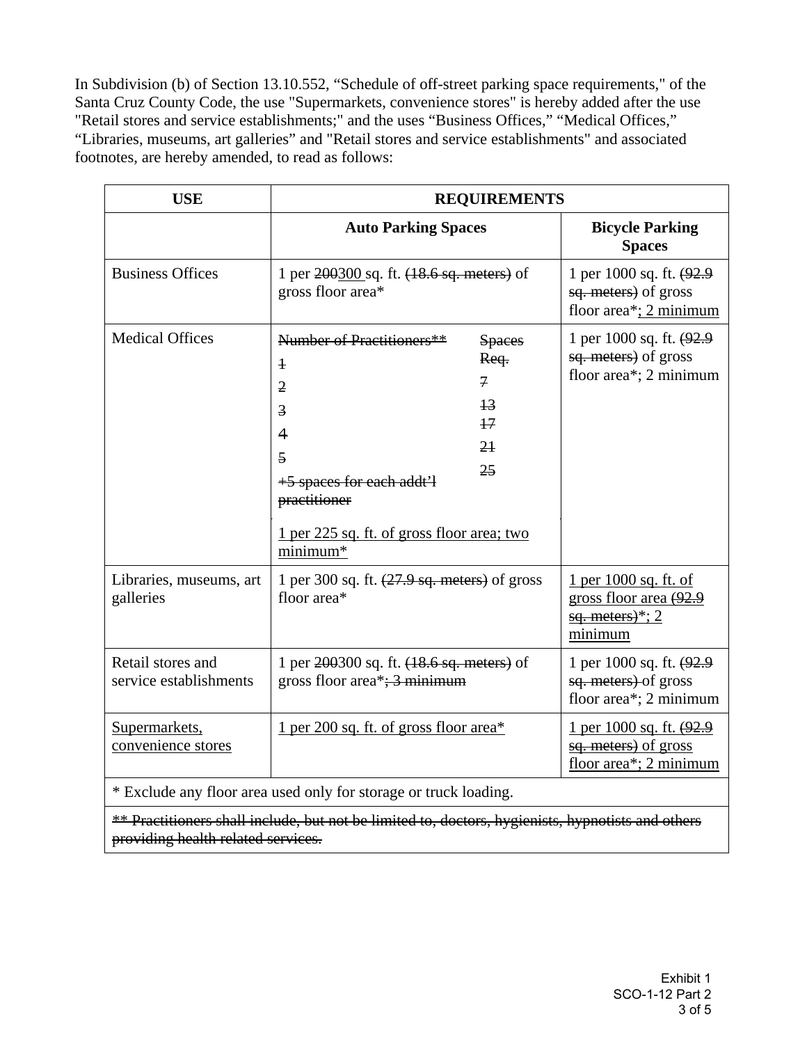In Subdivision (b) of Section 13.10.552, “Schedule of off-street parking space requirements," of the Santa Cruz County Code, the use "Supermarkets, convenience stores" is hereby added after the use "Retail stores and service establishments;" and the uses “Business Offices,” “Medical Offices,” “Libraries, museums, art galleries” and "Retail stores and service establishments" and associated footnotes, are hereby amended, to read as follows:

| USE | REQUIREMENTS | |
|---|---|---|
| | **Auto Parking Spaces** | **Bicycle Parking Spaces** |
| Business Offices | 1 per ~~200~~<u>300</u> sq. ft. ~~(18.6 sq. meters)~~ of gross floor area* | 1 per 1000 sq. ft. ~~(92.9 sq. meters)~~ of gross floor area*<u>; 2 minimum</u> |
| Medical Offices | ~~Number of Practitioners** / Spaces Req.: 1 – 7; 2 – 13; 3 – 17; 4 – 21; 5 – 25; +5 spaces for each addt’l practitioner~~<br><u>1 per 225 sq. ft. of gross floor area; two minimum*</u> | 1 per 1000 sq. ft. ~~(92.9 sq. meters)~~ of gross floor area*; 2 minimum |
| Libraries, museums, art galleries | 1 per 300 sq. ft. ~~(27.9 sq. meters)~~ of gross floor area* | <u>1 per 1000 sq. ft. of gross floor area</u> ~~(92.9 sq. meters)~~<u>*; 2 minimum</u> |
| Retail stores and service establishments | 1 per ~~200~~300 sq. ft. ~~(18.6 sq. meters)~~ of gross floor area*~~; 3 minimum~~ | 1 per 1000 sq. ft. ~~(92.9 sq. meters)~~ of gross floor area*; 2 minimum |
| <u>Supermarkets, convenience stores</u> | <u>1 per 200 sq. ft. of gross floor area*</u> | <u>1 per 1000 sq. ft.</u> ~~(92.9 sq. meters)~~ <u>of gross floor area*; 2 minimum</u> |
| * Exclude any floor area used only for storage or truck loading. | | |
| ~~** Practitioners shall include, but not be limited to, doctors, hygienists, hypnotists and others providing health related services.~~ | | |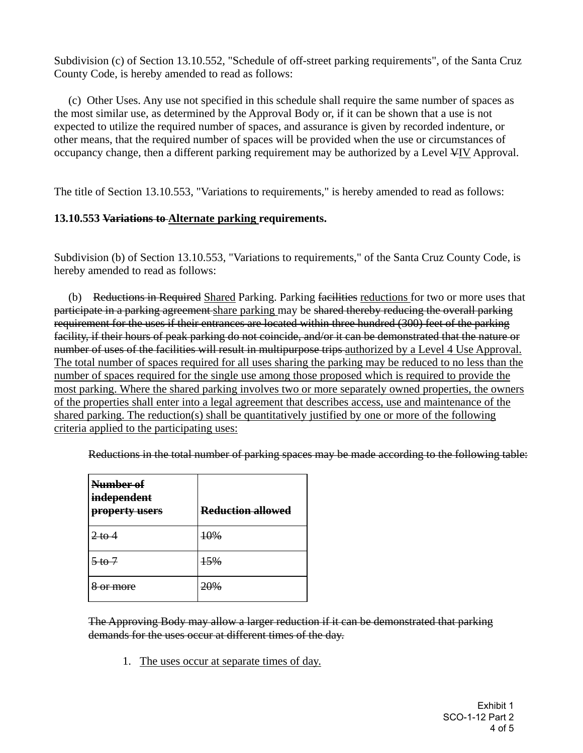Subdivision (c) of Section 13.10.552, "Schedule of off-street parking requirements", of the Santa Cruz County Code, is hereby amended to read as follows:

(c) Other Uses. Any use not specified in this schedule shall require the same number of spaces as the most similar use, as determined by the Approval Body or, if it can be shown that a use is not expected to utilize the required number of spaces, and assurance is given by recorded indenture, or other means, that the required number of spaces will be provided when the use or circumstances of occupancy change, then a different parking requirement may be authorized by a Level ~~V~~<u>IV</u> Approval.

The title of Section 13.10.553, "Variations to requirements," is hereby amended to read as follows:

**13.10.553 ~~Variations to~~ <u>Alternate parking</u> requirements.**

Subdivision (b) of Section 13.10.553, "Variations to requirements," of the Santa Cruz County Code, is hereby amended to read as follows:

(b) ~~Reductions in Required~~ <u>Shared</u> Parking. Parking ~~facilities~~ <u>reductions</u> for two or more uses that ~~participate in a parking agreement~~ <u>share parking</u> may be ~~shared thereby reducing the overall parking requirement for the uses if their entrances are located within three hundred (300) feet of the parking facility, if their hours of peak parking do not coincide, and/or it can be demonstrated that the nature or number of uses of the facilities will result in multipurpose trips~~ <u>authorized by a Level 4 Use Approval. The total number of spaces required for all uses sharing the parking may be reduced to no less than the number of spaces required for the single use among those proposed which is required to provide the most parking. Where the shared parking involves two or more separately owned properties, the owners of the properties shall enter into a legal agreement that describes access, use and maintenance of the shared parking. The reduction(s) shall be quantitatively justified by one or more of the following criteria applied to the participating uses:</u>

~~Reductions in the total number of parking spaces may be made according to the following table:~~

| ~~**Number of independent property users**~~ | ~~**Reduction allowed**~~ |
|---|---|
| ~~2 to 4~~ | ~~10%~~ |
| ~~5 to 7~~ | ~~15%~~ |
| ~~8 or more~~ | ~~20%~~ |

~~The Approving Body may allow a larger reduction if it can be demonstrated that parking demands for the uses occur at different times of the day.~~

1. <u>The uses occur at separate times of day.</u>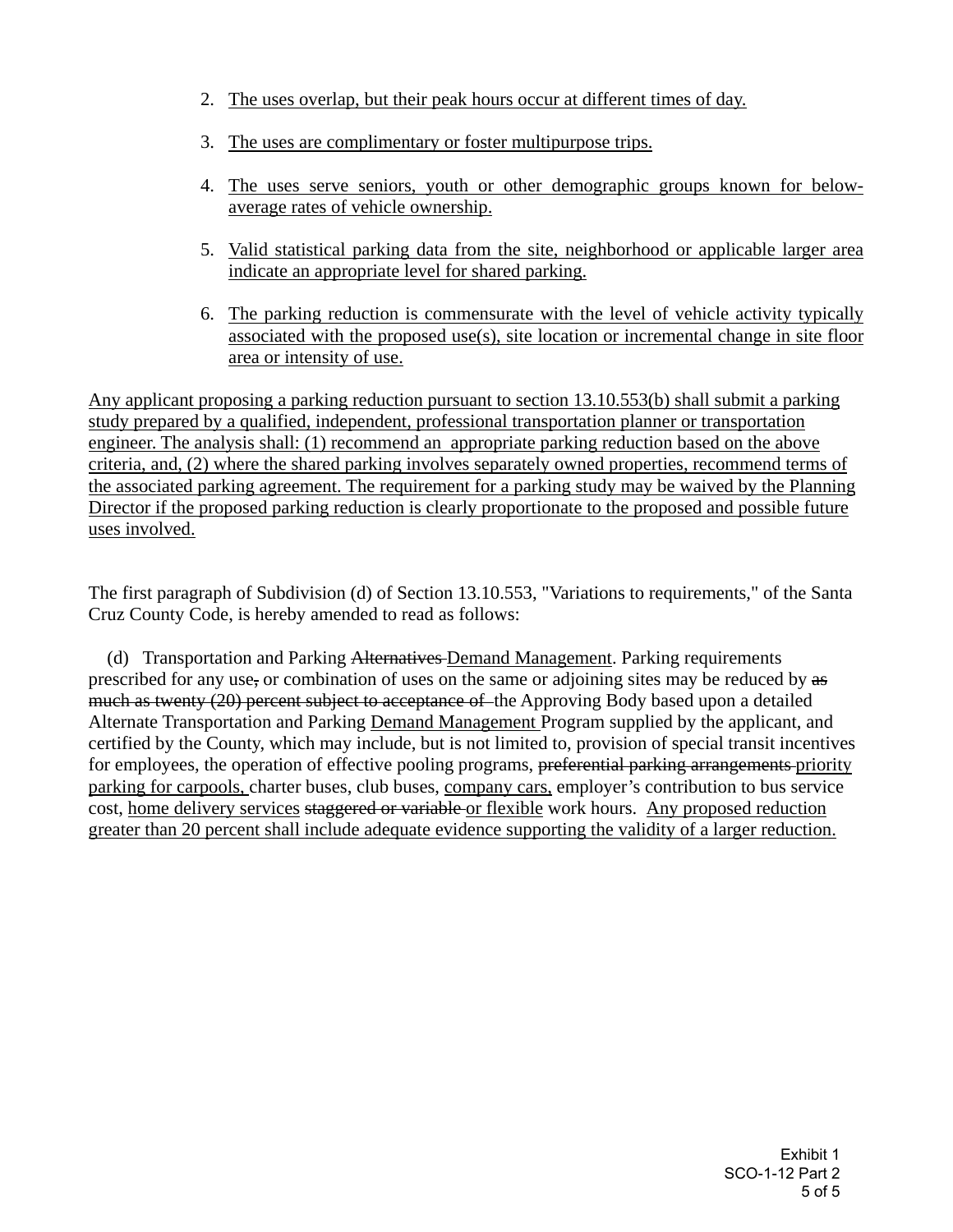2. The uses overlap, but their peak hours occur at different times of day.

3. The uses are complimentary or foster multipurpose trips.

4. The uses serve seniors, youth or other demographic groups known for below-average rates of vehicle ownership.

5. Valid statistical parking data from the site, neighborhood or applicable larger area indicate an appropriate level for shared parking.

6. The parking reduction is commensurate with the level of vehicle activity typically associated with the proposed use(s), site location or incremental change in site floor area or intensity of use.

Any applicant proposing a parking reduction pursuant to section 13.10.553(b) shall submit a parking study prepared by a qualified, independent, professional transportation planner or transportation engineer. The analysis shall: (1) recommend an appropriate parking reduction based on the above criteria, and, (2) where the shared parking involves separately owned properties, recommend terms of the associated parking agreement. The requirement for a parking study may be waived by the Planning Director if the proposed parking reduction is clearly proportionate to the proposed and possible future uses involved.

The first paragraph of Subdivision (d) of Section 13.10.553, "Variations to requirements," of the Santa Cruz County Code, is hereby amended to read as follows:

(d) Transportation and Parking ~~Alternatives~~ Demand Management. Parking requirements prescribed for any use~~,~~ or combination of uses on the same or adjoining sites may be reduced by ~~as much as twenty (20) percent subject to acceptance of~~ the Approving Body based upon a detailed Alternate Transportation and Parking Demand Management Program supplied by the applicant, and certified by the County, which may include, but is not limited to, provision of special transit incentives for employees, the operation of effective pooling programs, ~~preferential parking arrangements~~ priority parking for carpools, charter buses, club buses, company cars, employer's contribution to bus service cost, home delivery services ~~staggered or variable~~ or flexible work hours. Any proposed reduction greater than 20 percent shall include adequate evidence supporting the validity of a larger reduction.

Exhibit 1
SCO-1-12 Part 2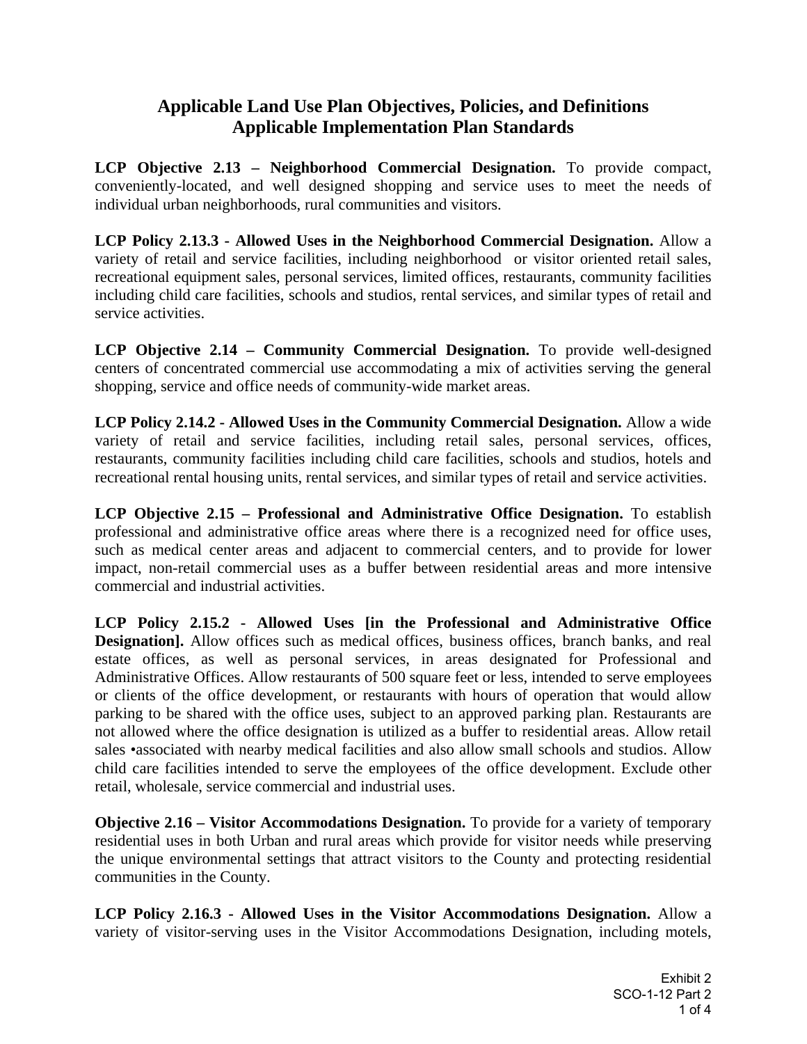# Applicable Land Use Plan Objectives, Policies, and Definitions
# Applicable Implementation Plan Standards

**LCP Objective 2.13 – Neighborhood Commercial Designation.** To provide compact, conveniently-located, and well designed shopping and service uses to meet the needs of individual urban neighborhoods, rural communities and visitors.

**LCP Policy 2.13.3 - Allowed Uses in the Neighborhood Commercial Designation.** Allow a variety of retail and service facilities, including neighborhood or visitor oriented retail sales, recreational equipment sales, personal services, limited offices, restaurants, community facilities including child care facilities, schools and studios, rental services, and similar types of retail and service activities.

**LCP Objective 2.14 – Community Commercial Designation.** To provide well-designed centers of concentrated commercial use accommodating a mix of activities serving the general shopping, service and office needs of community-wide market areas.

**LCP Policy 2.14.2 - Allowed Uses in the Community Commercial Designation.** Allow a wide variety of retail and service facilities, including retail sales, personal services, offices, restaurants, community facilities including child care facilities, schools and studios, hotels and recreational rental housing units, rental services, and similar types of retail and service activities.

**LCP Objective 2.15 – Professional and Administrative Office Designation.** To establish professional and administrative office areas where there is a recognized need for office uses, such as medical center areas and adjacent to commercial centers, and to provide for lower impact, non-retail commercial uses as a buffer between residential areas and more intensive commercial and industrial activities.

**LCP Policy 2.15.2 - Allowed Uses [in the Professional and Administrative Office Designation].** Allow offices such as medical offices, business offices, branch banks, and real estate offices, as well as personal services, in areas designated for Professional and Administrative Offices. Allow restaurants of 500 square feet or less, intended to serve employees or clients of the office development, or restaurants with hours of operation that would allow parking to be shared with the office uses, subject to an approved parking plan. Restaurants are not allowed where the office designation is utilized as a buffer to residential areas. Allow retail sales •associated with nearby medical facilities and also allow small schools and studios. Allow child care facilities intended to serve the employees of the office development. Exclude other retail, wholesale, service commercial and industrial uses.

**Objective 2.16 – Visitor Accommodations Designation.** To provide for a variety of temporary residential uses in both Urban and rural areas which provide for visitor needs while preserving the unique environmental settings that attract visitors to the County and protecting residential communities in the County.

**LCP Policy 2.16.3 - Allowed Uses in the Visitor Accommodations Designation.** Allow a variety of visitor-serving uses in the Visitor Accommodations Designation, including motels,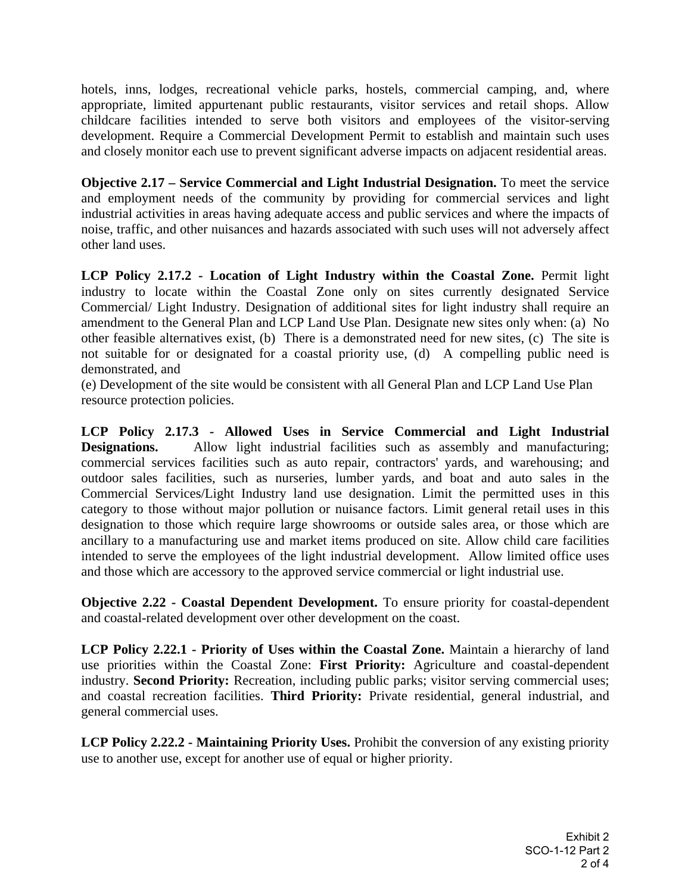hotels, inns, lodges, recreational vehicle parks, hostels, commercial camping, and, where appropriate, limited appurtenant public restaurants, visitor services and retail shops. Allow childcare facilities intended to serve both visitors and employees of the visitor-serving development. Require a Commercial Development Permit to establish and maintain such uses and closely monitor each use to prevent significant adverse impacts on adjacent residential areas.

**Objective 2.17 – Service Commercial and Light Industrial Designation.** To meet the service and employment needs of the community by providing for commercial services and light industrial activities in areas having adequate access and public services and where the impacts of noise, traffic, and other nuisances and hazards associated with such uses will not adversely affect other land uses.

**LCP Policy 2.17.2 - Location of Light Industry within the Coastal Zone.** Permit light industry to locate within the Coastal Zone only on sites currently designated Service Commercial/ Light Industry. Designation of additional sites for light industry shall require an amendment to the General Plan and LCP Land Use Plan. Designate new sites only when: (a) No other feasible alternatives exist, (b) There is a demonstrated need for new sites, (c) The site is not suitable for or designated for a coastal priority use, (d) A compelling public need is demonstrated, and
(e) Development of the site would be consistent with all General Plan and LCP Land Use Plan resource protection policies.

**LCP Policy 2.17.3 - Allowed Uses in Service Commercial and Light Industrial Designations.** Allow light industrial facilities such as assembly and manufacturing; commercial services facilities such as auto repair, contractors' yards, and warehousing; and outdoor sales facilities, such as nurseries, lumber yards, and boat and auto sales in the Commercial Services/Light Industry land use designation. Limit the permitted uses in this category to those without major pollution or nuisance factors. Limit general retail uses in this designation to those which require large showrooms or outside sales area, or those which are ancillary to a manufacturing use and market items produced on site. Allow child care facilities intended to serve the employees of the light industrial development. Allow limited office uses and those which are accessory to the approved service commercial or light industrial use.

**Objective 2.22 - Coastal Dependent Development.** To ensure priority for coastal-dependent and coastal-related development over other development on the coast.

**LCP Policy 2.22.1 - Priority of Uses within the Coastal Zone.** Maintain a hierarchy of land use priorities within the Coastal Zone: **First Priority:** Agriculture and coastal-dependent industry. **Second Priority:** Recreation, including public parks; visitor serving commercial uses; and coastal recreation facilities. **Third Priority:** Private residential, general industrial, and general commercial uses.

**LCP Policy 2.22.2 - Maintaining Priority Uses.** Prohibit the conversion of any existing priority use to another use, except for another use of equal or higher priority.

Exhibit 2
SCO-1-12 Part 2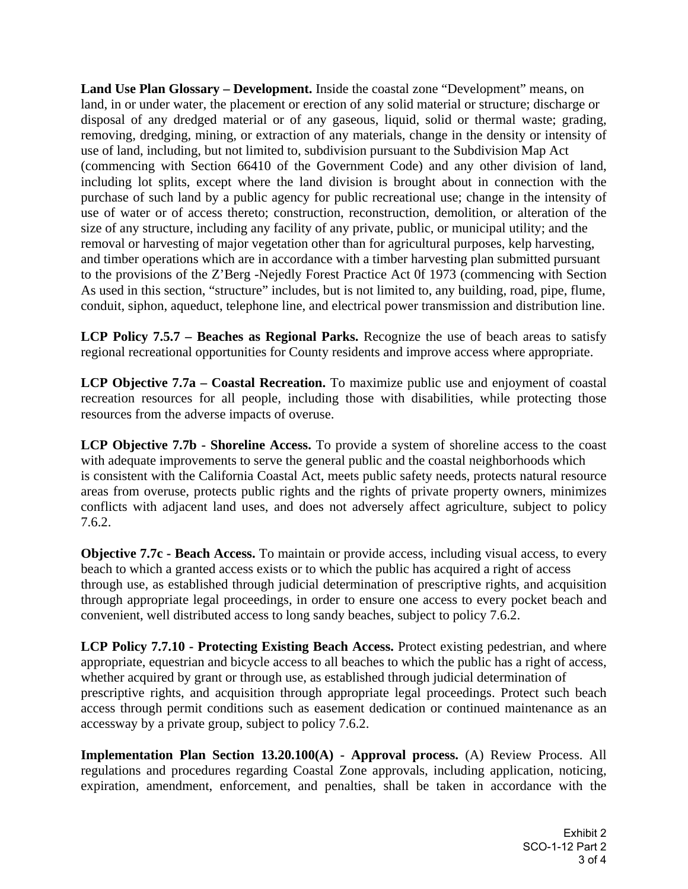**Land Use Plan Glossary – Development.** Inside the coastal zone "Development" means, on land, in or under water, the placement or erection of any solid material or structure; discharge or disposal of any dredged material or of any gaseous, liquid, solid or thermal waste; grading, removing, dredging, mining, or extraction of any materials, change in the density or intensity of use of land, including, but not limited to, subdivision pursuant to the Subdivision Map Act (commencing with Section 66410 of the Government Code) and any other division of land, including lot splits, except where the land division is brought about in connection with the purchase of such land by a public agency for public recreational use; change in the intensity of use of water or of access thereto; construction, reconstruction, demolition, or alteration of the size of any structure, including any facility of any private, public, or municipal utility; and the removal or harvesting of major vegetation other than for agricultural purposes, kelp harvesting, and timber operations which are in accordance with a timber harvesting plan submitted pursuant to the provisions of the Z'Berg -Nejedly Forest Practice Act 0f 1973 (commencing with Section As used in this section, "structure" includes, but is not limited to, any building, road, pipe, flume, conduit, siphon, aqueduct, telephone line, and electrical power transmission and distribution line.

**LCP Policy 7.5.7 – Beaches as Regional Parks.** Recognize the use of beach areas to satisfy regional recreational opportunities for County residents and improve access where appropriate.

**LCP Objective 7.7a – Coastal Recreation.** To maximize public use and enjoyment of coastal recreation resources for all people, including those with disabilities, while protecting those resources from the adverse impacts of overuse.

**LCP Objective 7.7b - Shoreline Access.** To provide a system of shoreline access to the coast with adequate improvements to serve the general public and the coastal neighborhoods which is consistent with the California Coastal Act, meets public safety needs, protects natural resource areas from overuse, protects public rights and the rights of private property owners, minimizes conflicts with adjacent land uses, and does not adversely affect agriculture, subject to policy 7.6.2.

**Objective 7.7c - Beach Access.** To maintain or provide access, including visual access, to every beach to which a granted access exists or to which the public has acquired a right of access through use, as established through judicial determination of prescriptive rights, and acquisition through appropriate legal proceedings, in order to ensure one access to every pocket beach and convenient, well distributed access to long sandy beaches, subject to policy 7.6.2.

**LCP Policy 7.7.10 - Protecting Existing Beach Access.** Protect existing pedestrian, and where appropriate, equestrian and bicycle access to all beaches to which the public has a right of access, whether acquired by grant or through use, as established through judicial determination of prescriptive rights, and acquisition through appropriate legal proceedings. Protect such beach access through permit conditions such as easement dedication or continued maintenance as an accessway by a private group, subject to policy 7.6.2.

**Implementation Plan Section 13.20.100(A) - Approval process.** (A) Review Process. All regulations and procedures regarding Coastal Zone approvals, including application, noticing, expiration, amendment, enforcement, and penalties, shall be taken in accordance with the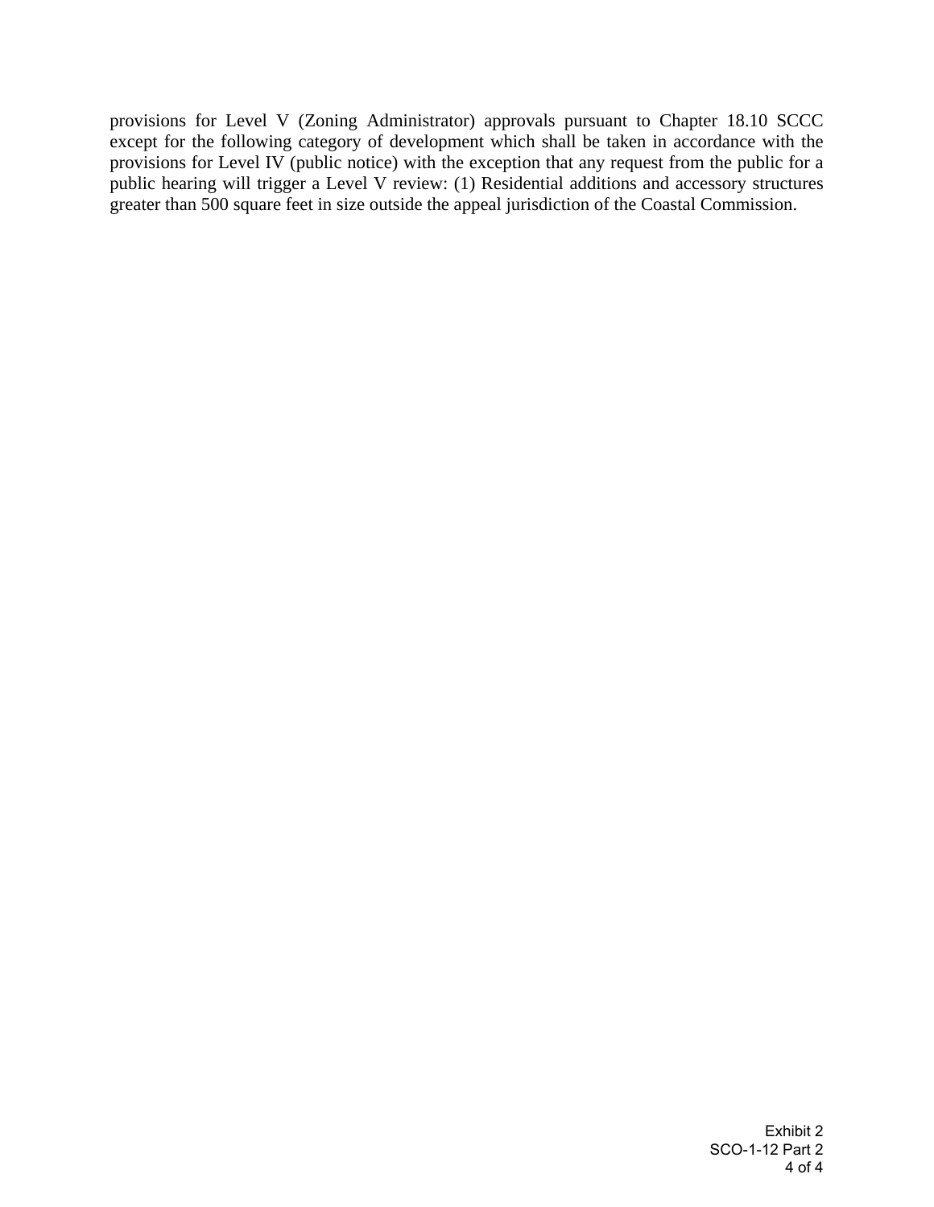provisions for Level V (Zoning Administrator) approvals pursuant to Chapter 18.10 SCCC except for the following category of development which shall be taken in accordance with the provisions for Level IV (public notice) with the exception that any request from the public for a public hearing will trigger a Level V review: (1) Residential additions and accessory structures greater than 500 square feet in size outside the appeal jurisdiction of the Coastal Commission.